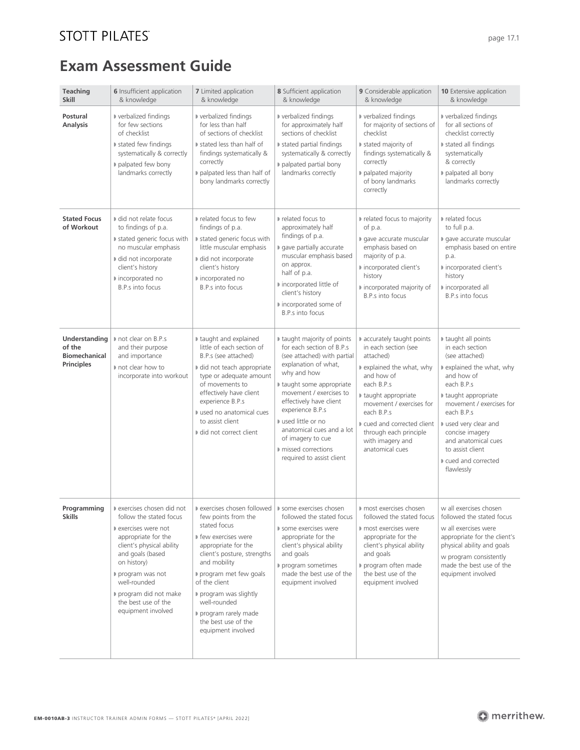# Exam Assessment Guide

| Teaching Skill | 6 Insufficient application & knowledge | 7 Limited application & knowledge | 8 Sufficient application & knowledge | 9 Considerable application & knowledge | 10 Extensive application & knowledge |
|---|---|---|---|---|---|
| **Postural Analysis** | ▸ verbalized findings for few sections of checklist<br>▸ stated few findings systematically & correctly<br>▸ palpated few bony landmarks correctly | ▸ verbalized findings for less than half of sections of checklist<br>▸ stated less than half of findings systematically & correctly<br>▸ palpated less than half of bony landmarks correctly | ▸ verbalized findings for approximately half sections of checklist<br>▸ stated partial findings systematically & correctly<br>▸ palpated partial bony landmarks correctly | ▸ verbalized findings for majority of sections of checklist<br>▸ stated majority of findings systematically & correctly<br>▸ palpated majority of bony landmarks correctly | ▸ verbalized findings for all sections of checklist correctly<br>▸ stated all findings systematically & correctly<br>▸ palpated all bony landmarks correctly |
| **Stated Focus of Workout** | ▸ did not relate focus to findings of p.a.<br>▸ stated generic focus with no muscular emphasis<br>▸ did not incorporate client's history<br>▸ incorporated no B.P.s into focus | ▸ related focus to few findings of p.a.<br>▸ stated generic focus with little muscular emphasis<br>▸ did not incorporate client's history<br>▸ incorporated no B.P.s into focus | ▸ related focus to approximately half findings of p.a.<br>▸ gave partially accurate muscular emphasis based on approx. half of p.a.<br>▸ incorporated little of client's history<br>▸ incorporated some of B.P.s into focus | ▸ related focus to majority of p.a.<br>▸ gave accurate muscular emphasis based on majority of p.a.<br>▸ incorporated client's history<br>▸ incorporated majority of B.P.s into focus | ▸ related focus to full p.a.<br>▸ gave accurate muscular emphasis based on entire p.a.<br>▸ incorporated client's history<br>▸ incorporated all B.P.s into focus |
| **Understanding of the Biomechanical Principles** | ▸ not clear on B.P.s and their purpose and importance<br>▸ not clear how to incorporate into workout | ▸ taught and explained little of each section of B.P.s (see attached)<br>▸ did not teach appropriate type or adequate amount of movements to effectively have client experience B.P.s<br>▸ used no anatomical cues to assist client<br>▸ did not correct client | ▸ taught majority of points for each section of B.P.s (see attached) with partial explanation of what, why and how<br>▸ taught some appropriate movement / exercises to effectively have client experience B.P.s<br>▸ used little or no anatomical cues and a lot of imagery to cue<br>▸ missed corrections required to assist client | ▸ accurately taught points in each section (see attached)<br>▸ explained the what, why and how of each B.P.s<br>▸ taught appropriate movement / exercises for each B.P.s<br>▸ cued and corrected client through each principle with imagery and anatomical cues | ▸ taught all points in each section (see attached)<br>▸ explained the what, why and how of each B.P.s<br>▸ taught appropriate movement / exercises for each B.P.s<br>▸ used very clear and concise imagery and anatomical cues to assist client<br>▸ cued and corrected flawlessly |
| **Programming Skills** | ▸ exercises chosen did not follow the stated focus<br>▸ exercises were not appropriate for the client's physical ability and goals (based on history)<br>▸ program was not well-rounded<br>▸ program did not make the best use of the equipment involved | ▸ exercises chosen followed few points from the stated focus<br>▸ few exercises were appropriate for the client's posture, strengths and mobility<br>▸ program met few goals of the client<br>▸ program was slightly well-rounded<br>▸ program rarely made the best use of the equipment involved | ▸ some exercises chosen followed the stated focus<br>▸ some exercises were appropriate for the client's physical ability and goals<br>▸ program sometimes made the best use of the equipment involved | ▸ most exercises chosen followed the stated focus<br>▸ most exercises were appropriate for the client's physical ability and goals<br>▸ program often made the best use of the equipment involved | w all exercises chosen followed the stated focus<br>w all exercises were appropriate for the client's physical ability and goals<br>w program consistently made the best use of the equipment involved |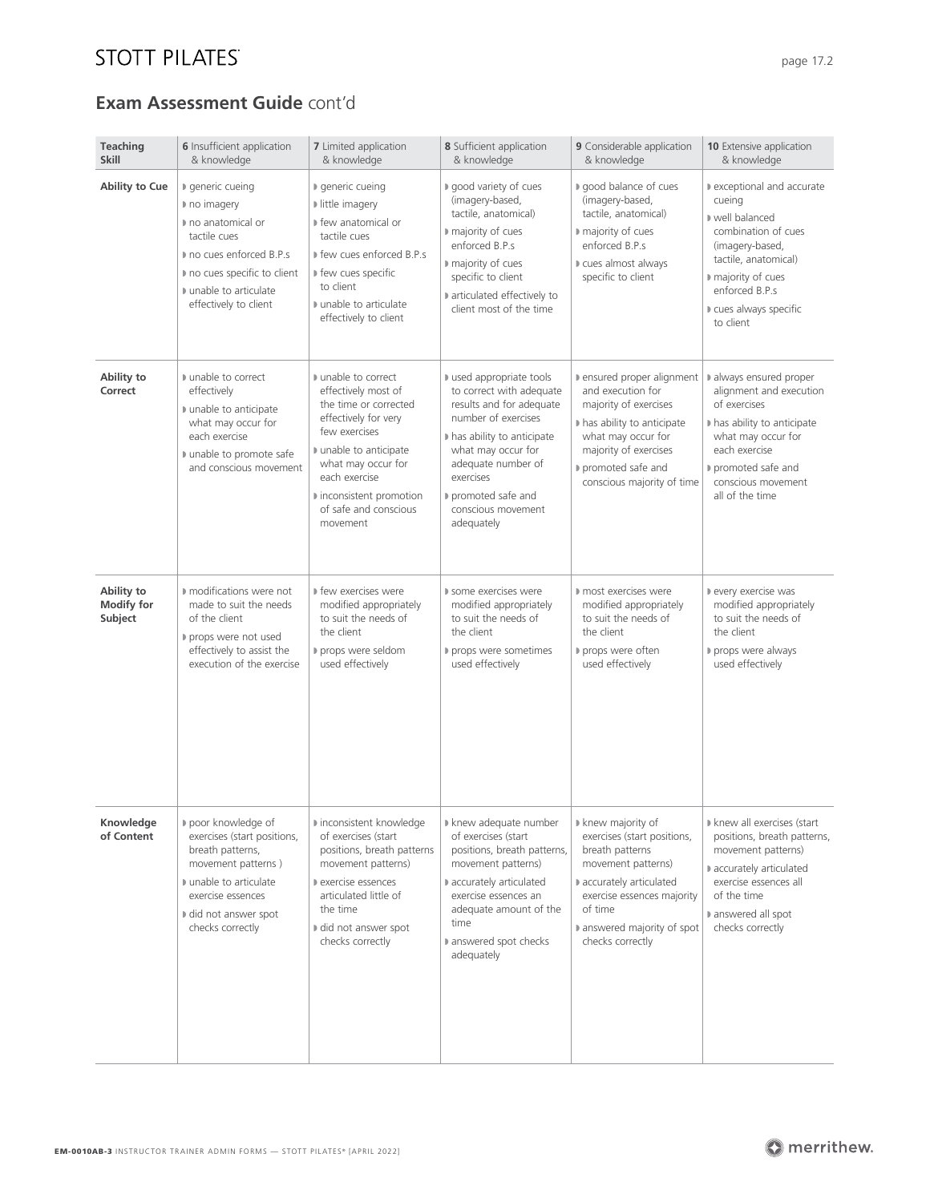## Exam Assessment Guide cont'd

| Teaching Skill | 6 Insufficient application & knowledge | 7 Limited application & knowledge | 8 Sufficient application & knowledge | 9 Considerable application & knowledge | 10 Extensive application & knowledge |
|---|---|---|---|---|---|
| **Ability to Cue** | generic cueing<br>no imagery<br>no anatomical or tactile cues<br>no cues enforced B.P.s<br>no cues specific to client<br>unable to articulate effectively to client | generic cueing<br>little imagery<br>few anatomical or tactile cues<br>few cues enforced B.P.s<br>few cues specific to client<br>unable to articulate effectively to client | good variety of cues (imagery-based, tactile, anatomical)<br>majority of cues enforced B.P.s<br>majority of cues specific to client<br>articulated effectively to client most of the time | good balance of cues (imagery-based, tactile, anatomical)<br>majority of cues enforced B.P.s<br>cues almost always specific to client | exceptional and accurate cueing<br>well balanced combination of cues (imagery-based, tactile, anatomical)<br>majority of cues enforced B.P.s<br>cues always specific to client |
| **Ability to Correct** | unable to correct effectively<br>unable to anticipate what may occur for each exercise<br>unable to promote safe and conscious movement | unable to correct effectively most of the time or corrected effectively for very few exercises<br>unable to anticipate what may occur for each exercise<br>inconsistent promotion of safe and conscious movement | used appropriate tools to correct with adequate results and for adequate number of exercises<br>has ability to anticipate what may occur for adequate number of exercises<br>promoted safe and conscious movement adequately | ensured proper alignment and execution for majority of exercises<br>has ability to anticipate what may occur for majority of exercises<br>promoted safe and conscious majority of time | always ensured proper alignment and execution of exercises<br>has ability to anticipate what may occur for each exercise<br>promoted safe and conscious movement all of the time |
| **Ability to Modify for Subject** | modifications were not made to suit the needs of the client<br>props were not used effectively to assist the execution of the exercise | few exercises were modified appropriately to suit the needs of the client<br>props were seldom used effectively | some exercises were modified appropriately to suit the needs of the client<br>props were sometimes used effectively | most exercises were modified appropriately to suit the needs of the client<br>props were often used effectively | every exercise was modified appropriately to suit the needs of the client<br>props were always used effectively |
| **Knowledge of Content** | poor knowledge of exercises (start positions, breath patterns, movement patterns )<br>unable to articulate exercise essences<br>did not answer spot checks correctly | inconsistent knowledge of exercises (start positions, breath patterns movement patterns)<br>exercise essences articulated little of the time<br>did not answer spot checks correctly | knew adequate number of exercises (start positions, breath patterns, movement patterns)<br>accurately articulated exercise essences an adequate amount of the time<br>answered spot checks adequately | knew majority of exercises (start positions, breath patterns movement patterns)<br>accurately articulated exercise essences majority of time<br>answered majority of spot checks correctly | knew all exercises (start positions, breath patterns, movement patterns)<br>accurately articulated exercise essences all of the time<br>answered all spot checks correctly |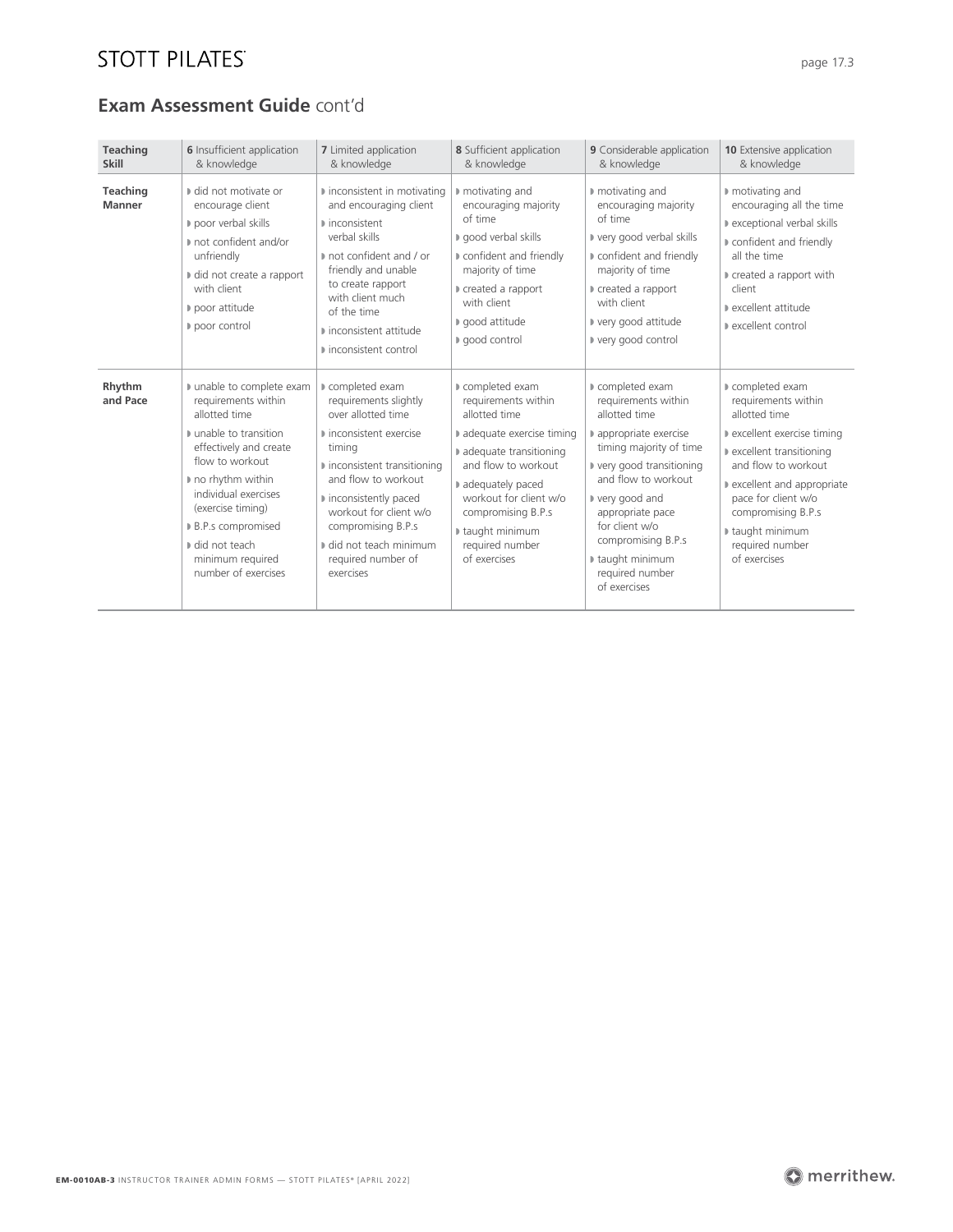## Exam Assessment Guide cont'd

| Teaching Skill | 6 Insufficient application & knowledge | 7 Limited application & knowledge | 8 Sufficient application & knowledge | 9 Considerable application & knowledge | 10 Extensive application & knowledge |
|---|---|---|---|---|---|
| **Teaching Manner** | ▸ did not motivate or encourage client<br>▸ poor verbal skills<br>▸ not confident and/or unfriendly<br>▸ did not create a rapport with client<br>▸ poor attitude<br>▸ poor control | ▸ inconsistent in motivating and encouraging client<br>▸ inconsistent verbal skills<br>▸ not confident and / or friendly and unable to create rapport with client much of the time<br>▸ inconsistent attitude<br>▸ inconsistent control | ▸ motivating and encouraging majority of time<br>▸ good verbal skills<br>▸ confident and friendly majority of time<br>▸ created a rapport with client<br>▸ good attitude<br>▸ good control | ▸ motivating and encouraging majority of time<br>▸ very good verbal skills<br>▸ confident and friendly majority of time<br>▸ created a rapport with client<br>▸ very good attitude<br>▸ very good control | ▸ motivating and encouraging all the time<br>▸ exceptional verbal skills<br>▸ confident and friendly all the time<br>▸ created a rapport with client<br>▸ excellent attitude<br>▸ excellent control |
| **Rhythm and Pace** | ▸ unable to complete exam requirements within allotted time<br>▸ unable to transition effectively and create flow to workout<br>▸ no rhythm within individual exercises (exercise timing)<br>▸ B.P.s compromised<br>▸ did not teach minimum required number of exercises | ▸ completed exam requirements slightly over allotted time<br>▸ inconsistent exercise timing<br>▸ inconsistent transitioning and flow to workout<br>▸ inconsistently paced workout for client w/o compromising B.P.s<br>▸ did not teach minimum required number of exercises | ▸ completed exam requirements within allotted time<br>▸ adequate exercise timing<br>▸ adequate transitioning and flow to workout<br>▸ adequately paced workout for client w/o compromising B.P.s<br>▸ taught minimum required number of exercises | ▸ completed exam requirements within allotted time<br>▸ appropriate exercise timing majority of time<br>▸ very good transitioning and flow to workout<br>▸ very good and appropriate pace for client w/o compromising B.P.s<br>▸ taught minimum required number of exercises | ▸ completed exam requirements within allotted time<br>▸ excellent exercise timing<br>▸ excellent transitioning and flow to workout<br>▸ excellent and appropriate pace for client w/o compromising B.P.s<br>▸ taught minimum required number of exercises |